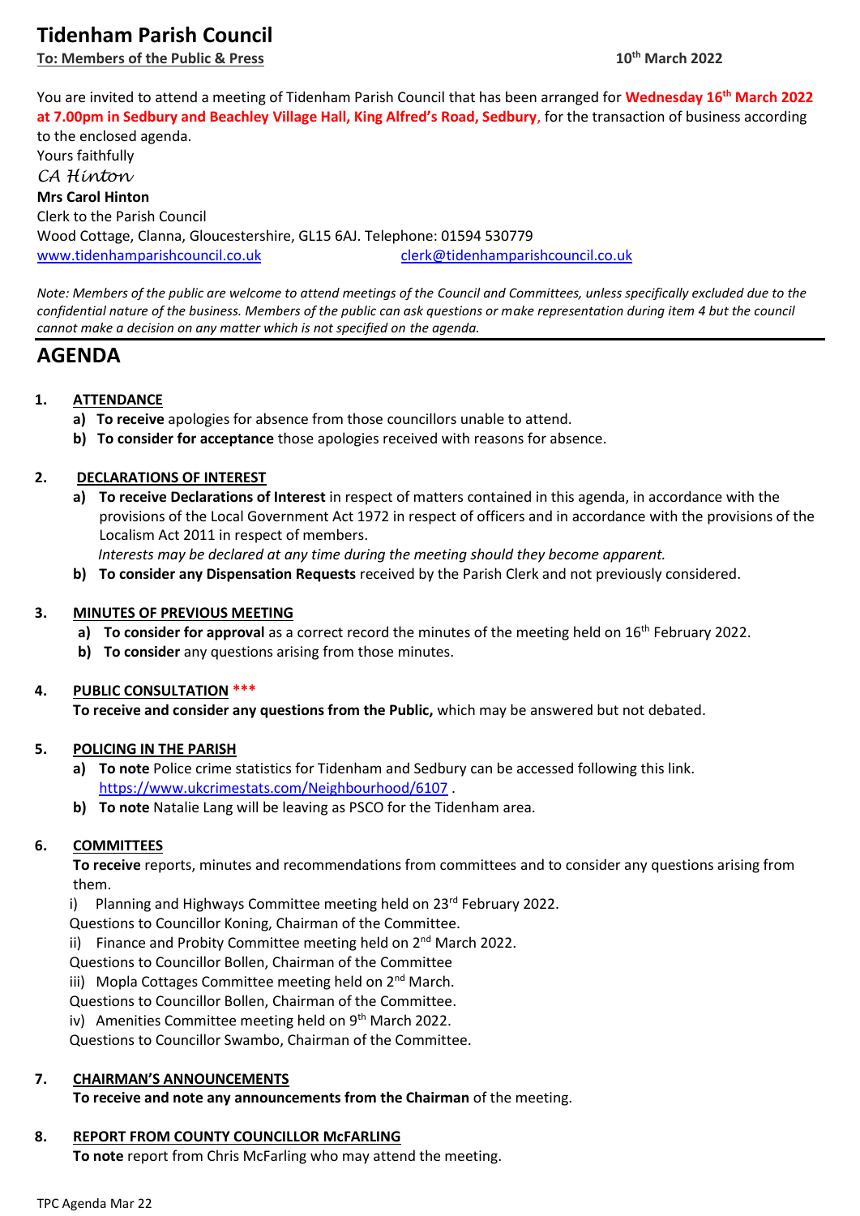# Tidenham Parish Council

**To: Members of the Public & Press** **10th March 2022**

You are invited to attend a meeting of Tidenham Parish Council that has been arranged for **Wednesday 16th March 2022 at 7.00pm in Sedbury and Beachley Village Hall, King Alfred's Road, Sedbury**, for the transaction of business according to the enclosed agenda.

Yours faithfully

*CA Hinton*

**Mrs Carol Hinton**

Clerk to the Parish Council

Wood Cottage, Clanna, Gloucestershire, GL15 6AJ. Telephone: 01594 530779

www.tidenhamparishcouncil.co.uk clerk@tidenhamparishcouncil.co.uk

*Note: Members of the public are welcome to attend meetings of the Council and Committees, unless specifically excluded due to the confidential nature of the business. Members of the public can ask questions or make representation during item 4 but the council cannot make a decision on any matter which is not specified on the agenda.*

## AGENDA

**1. ATTENDANCE**

a) **To receive** apologies for absence from those councillors unable to attend.

b) **To consider for acceptance** those apologies received with reasons for absence.

**2. DECLARATIONS OF INTEREST**

a) **To receive Declarations of Interest** in respect of matters contained in this agenda, in accordance with the provisions of the Local Government Act 1972 in respect of officers and in accordance with the provisions of the Localism Act 2011 in respect of members.
*Interests may be declared at any time during the meeting should they become apparent.*

b) **To consider any Dispensation Requests** received by the Parish Clerk and not previously considered.

**3. MINUTES OF PREVIOUS MEETING**

a) **To consider for approval** as a correct record the minutes of the meeting held on 16th February 2022.

b) **To consider** any questions arising from those minutes.

**4. PUBLIC CONSULTATION \*\*\***

**To receive and consider any questions from the Public,** which may be answered but not debated.

**5. POLICING IN THE PARISH**

a) **To note** Police crime statistics for Tidenham and Sedbury can be accessed following this link. https://www.ukcrimestats.com/Neighbourhood/6107 .

b) **To note** Natalie Lang will be leaving as PSCO for the Tidenham area.

**6. COMMITTEES**

**To receive** reports, minutes and recommendations from committees and to consider any questions arising from them.

i) Planning and Highways Committee meeting held on 23rd February 2022.
Questions to Councillor Koning, Chairman of the Committee.

ii) Finance and Probity Committee meeting held on 2nd March 2022.
Questions to Councillor Bollen, Chairman of the Committee

iii) Mopla Cottages Committee meeting held on 2nd March.
Questions to Councillor Bollen, Chairman of the Committee.

iv) Amenities Committee meeting held on 9th March 2022.
Questions to Councillor Swambo, Chairman of the Committee.

**7. CHAIRMAN'S ANNOUNCEMENTS**

**To receive and note any announcements from the Chairman** of the meeting.

**8. REPORT FROM COUNTY COUNCILLOR McFARLING**

**To note** report from Chris McFarling who may attend the meeting.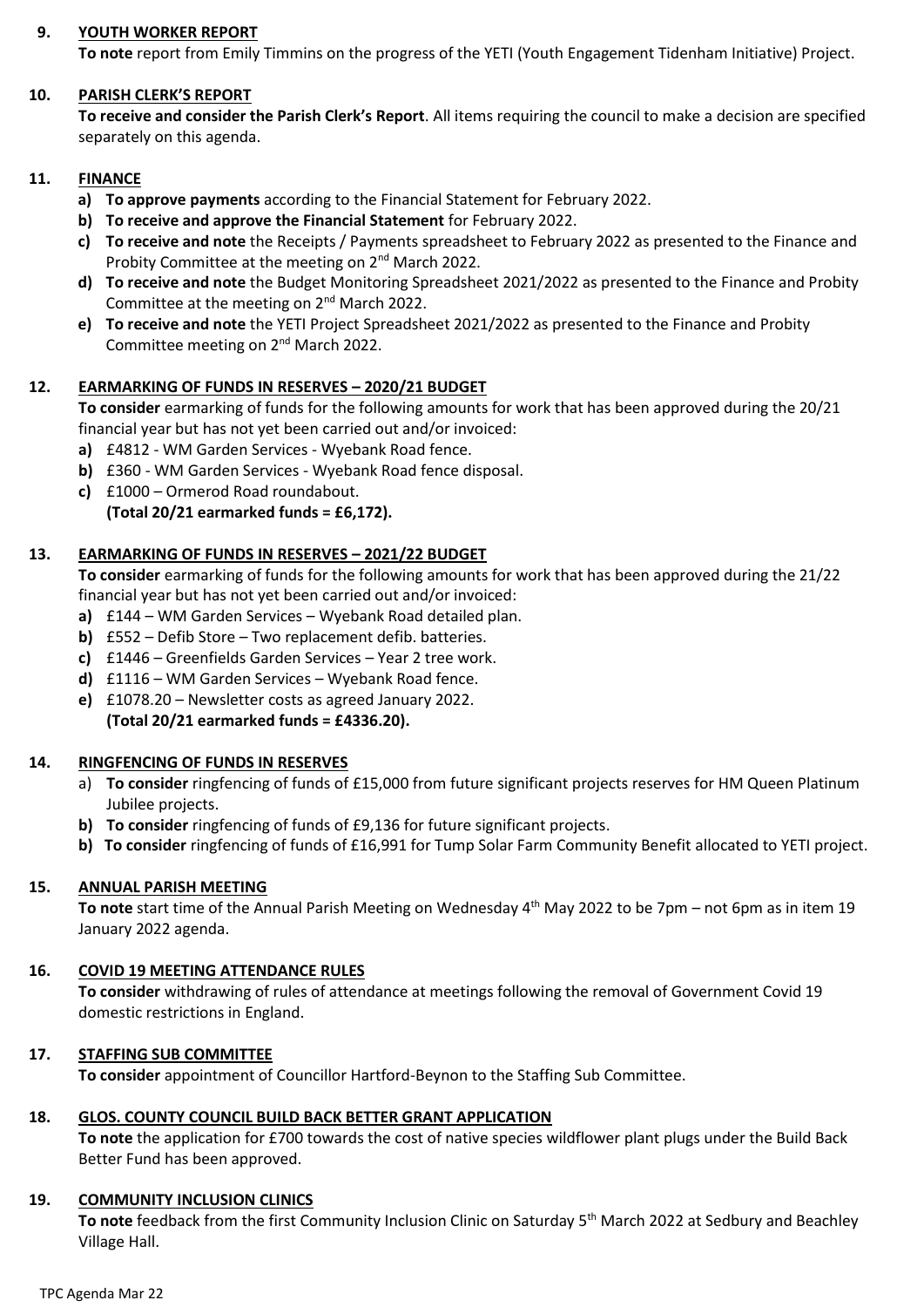**9. YOUTH WORKER REPORT**

**To note** report from Emily Timmins on the progress of the YETI (Youth Engagement Tidenham Initiative) Project.

**10. PARISH CLERK'S REPORT**

**To receive and consider the Parish Clerk's Report**. All items requiring the council to make a decision are specified separately on this agenda.

**11. FINANCE**

- **a) To approve payments** according to the Financial Statement for February 2022.
- **b) To receive and approve the Financial Statement** for February 2022.
- **c) To receive and note** the Receipts / Payments spreadsheet to February 2022 as presented to the Finance and Probity Committee at the meeting on 2nd March 2022.
- **d) To receive and note** the Budget Monitoring Spreadsheet 2021/2022 as presented to the Finance and Probity Committee at the meeting on 2nd March 2022.
- **e) To receive and note** the YETI Project Spreadsheet 2021/2022 as presented to the Finance and Probity Committee meeting on 2nd March 2022.

**12. EARMARKING OF FUNDS IN RESERVES – 2020/21 BUDGET**

**To consider** earmarking of funds for the following amounts for work that has been approved during the 20/21 financial year but has not yet been carried out and/or invoiced:

- **a)** £4812 - WM Garden Services - Wyebank Road fence.
- **b)** £360 - WM Garden Services - Wyebank Road fence disposal.
- **c)** £1000 – Ormerod Road roundabout.
  **(Total 20/21 earmarked funds = £6,172).**

**13. EARMARKING OF FUNDS IN RESERVES – 2021/22 BUDGET**

**To consider** earmarking of funds for the following amounts for work that has been approved during the 21/22 financial year but has not yet been carried out and/or invoiced:

- **a)** £144 – WM Garden Services – Wyebank Road detailed plan.
- **b)** £552 – Defib Store – Two replacement defib. batteries.
- **c)** £1446 – Greenfields Garden Services – Year 2 tree work.
- **d)** £1116 – WM Garden Services – Wyebank Road fence.
- **e)** £1078.20 – Newsletter costs as agreed January 2022.
  **(Total 20/21 earmarked funds = £4336.20).**

**14. RINGFENCING OF FUNDS IN RESERVES**

- a) **To consider** ringfencing of funds of £15,000 from future significant projects reserves for HM Queen Platinum Jubilee projects.
- **b) To consider** ringfencing of funds of £9,136 for future significant projects.
- **b) To consider** ringfencing of funds of £16,991 for Tump Solar Farm Community Benefit allocated to YETI project.

**15. ANNUAL PARISH MEETING**

**To note** start time of the Annual Parish Meeting on Wednesday 4th May 2022 to be 7pm – not 6pm as in item 19 January 2022 agenda.

**16. COVID 19 MEETING ATTENDANCE RULES**

**To consider** withdrawing of rules of attendance at meetings following the removal of Government Covid 19 domestic restrictions in England.

**17. STAFFING SUB COMMITTEE**

**To consider** appointment of Councillor Hartford-Beynon to the Staffing Sub Committee.

**18. GLOS. COUNTY COUNCIL BUILD BACK BETTER GRANT APPLICATION**

**To note** the application for £700 towards the cost of native species wildflower plant plugs under the Build Back Better Fund has been approved.

**19. COMMUNITY INCLUSION CLINICS**

**To note** feedback from the first Community Inclusion Clinic on Saturday 5th March 2022 at Sedbury and Beachley Village Hall.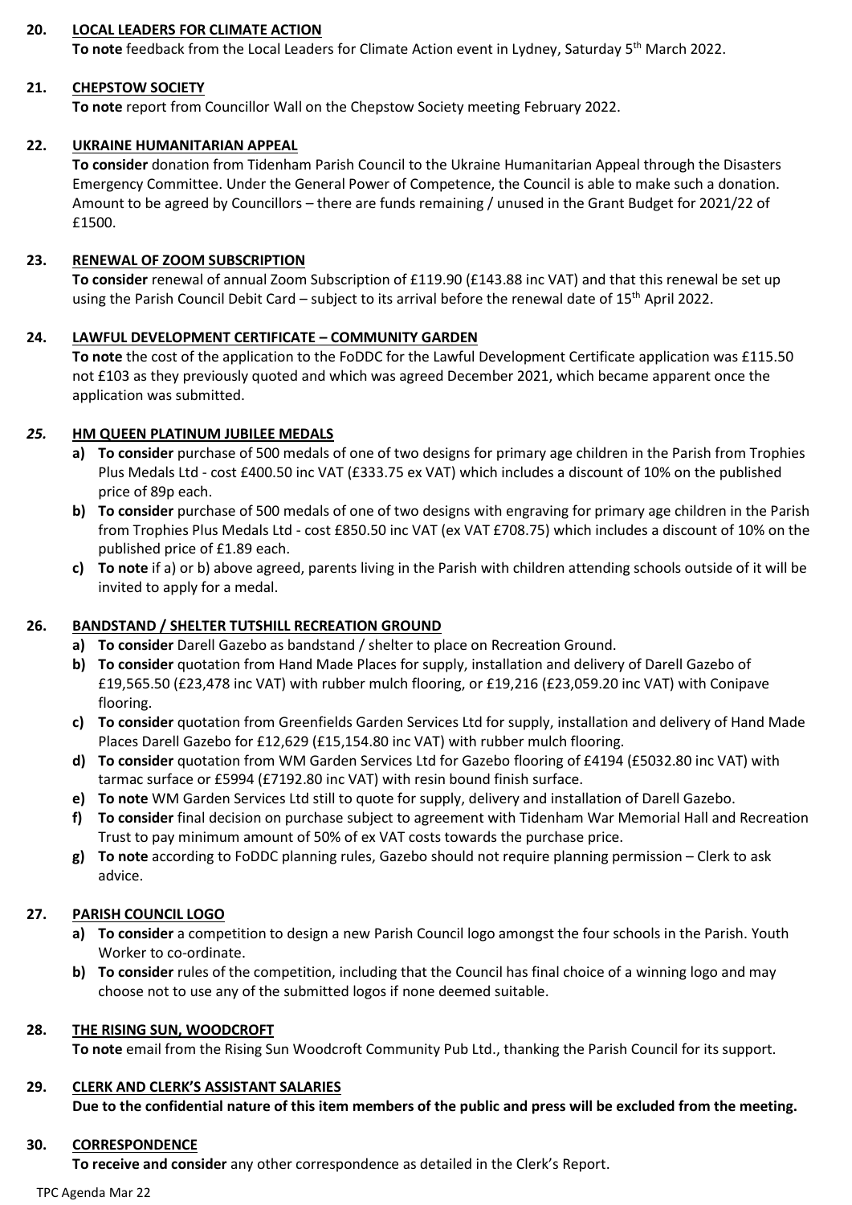**20. LOCAL LEADERS FOR CLIMATE ACTION**

**To note** feedback from the Local Leaders for Climate Action event in Lydney, Saturday 5th March 2022.

**21. CHEPSTOW SOCIETY**

**To note** report from Councillor Wall on the Chepstow Society meeting February 2022.

**22. UKRAINE HUMANITARIAN APPEAL**

**To consider** donation from Tidenham Parish Council to the Ukraine Humanitarian Appeal through the Disasters Emergency Committee. Under the General Power of Competence, the Council is able to make such a donation. Amount to be agreed by Councillors – there are funds remaining / unused in the Grant Budget for 2021/22 of £1500.

**23. RENEWAL OF ZOOM SUBSCRIPTION**

**To consider** renewal of annual Zoom Subscription of £119.90 (£143.88 inc VAT) and that this renewal be set up using the Parish Council Debit Card – subject to its arrival before the renewal date of 15th April 2022.

**24. LAWFUL DEVELOPMENT CERTIFICATE – COMMUNITY GARDEN**

**To note** the cost of the application to the FoDDC for the Lawful Development Certificate application was £115.50 not £103 as they previously quoted and which was agreed December 2021, which became apparent once the application was submitted.

***25.* HM QUEEN PLATINUM JUBILEE MEDALS**

- **a) To consider** purchase of 500 medals of one of two designs for primary age children in the Parish from Trophies Plus Medals Ltd - cost £400.50 inc VAT (£333.75 ex VAT) which includes a discount of 10% on the published price of 89p each.
- **b) To consider** purchase of 500 medals of one of two designs with engraving for primary age children in the Parish from Trophies Plus Medals Ltd - cost £850.50 inc VAT (ex VAT £708.75) which includes a discount of 10% on the published price of £1.89 each.
- **c) To note** if a) or b) above agreed, parents living in the Parish with children attending schools outside of it will be invited to apply for a medal.

**26. BANDSTAND / SHELTER TUTSHILL RECREATION GROUND**

- **a) To consider** Darell Gazebo as bandstand / shelter to place on Recreation Ground.
- **b) To consider** quotation from Hand Made Places for supply, installation and delivery of Darell Gazebo of £19,565.50 (£23,478 inc VAT) with rubber mulch flooring, or £19,216 (£23,059.20 inc VAT) with Conipave flooring.
- **c) To consider** quotation from Greenfields Garden Services Ltd for supply, installation and delivery of Hand Made Places Darell Gazebo for £12,629 (£15,154.80 inc VAT) with rubber mulch flooring.
- **d) To consider** quotation from WM Garden Services Ltd for Gazebo flooring of £4194 (£5032.80 inc VAT) with tarmac surface or £5994 (£7192.80 inc VAT) with resin bound finish surface.
- **e) To note** WM Garden Services Ltd still to quote for supply, delivery and installation of Darell Gazebo.
- **f) To consider** final decision on purchase subject to agreement with Tidenham War Memorial Hall and Recreation Trust to pay minimum amount of 50% of ex VAT costs towards the purchase price.
- **g) To note** according to FoDDC planning rules, Gazebo should not require planning permission – Clerk to ask advice.

**27. PARISH COUNCIL LOGO**

- **a) To consider** a competition to design a new Parish Council logo amongst the four schools in the Parish. Youth Worker to co-ordinate.
- **b) To consider** rules of the competition, including that the Council has final choice of a winning logo and may choose not to use any of the submitted logos if none deemed suitable.

**28. THE RISING SUN, WOODCROFT**

**To note** email from the Rising Sun Woodcroft Community Pub Ltd., thanking the Parish Council for its support.

**29. CLERK AND CLERK'S ASSISTANT SALARIES**

**Due to the confidential nature of this item members of the public and press will be excluded from the meeting.**

**30. CORRESPONDENCE**

**To receive and consider** any other correspondence as detailed in the Clerk's Report.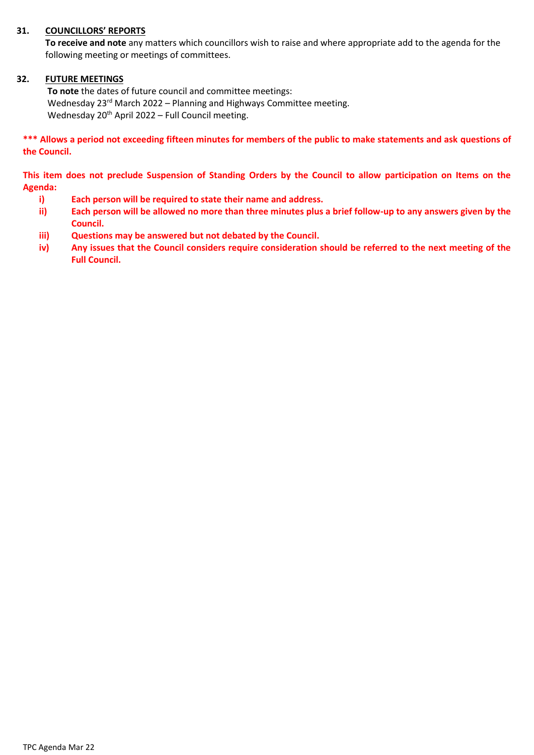**31. <u>COUNCILLORS' REPORTS</u>**

**To receive and note** any matters which councillors wish to raise and where appropriate add to the agenda for the following meeting or meetings of committees.

**32. <u>FUTURE MEETINGS</u>**

**To note** the dates of future council and committee meetings:
Wednesday 23rd March 2022 – Planning and Highways Committee meeting.
Wednesday 20th April 2022 – Full Council meeting.

**\*\*\* Allows a period not exceeding fifteen minutes for members of the public to make statements and ask questions of the Council.**

**This item does not preclude Suspension of Standing Orders by the Council to allow participation on Items on the Agenda:**

- **i) Each person will be required to state their name and address.**
- **ii) Each person will be allowed no more than three minutes plus a brief follow-up to any answers given by the Council.**
- **iii) Questions may be answered but not debated by the Council.**
- **iv) Any issues that the Council considers require consideration should be referred to the next meeting of the Full Council.**